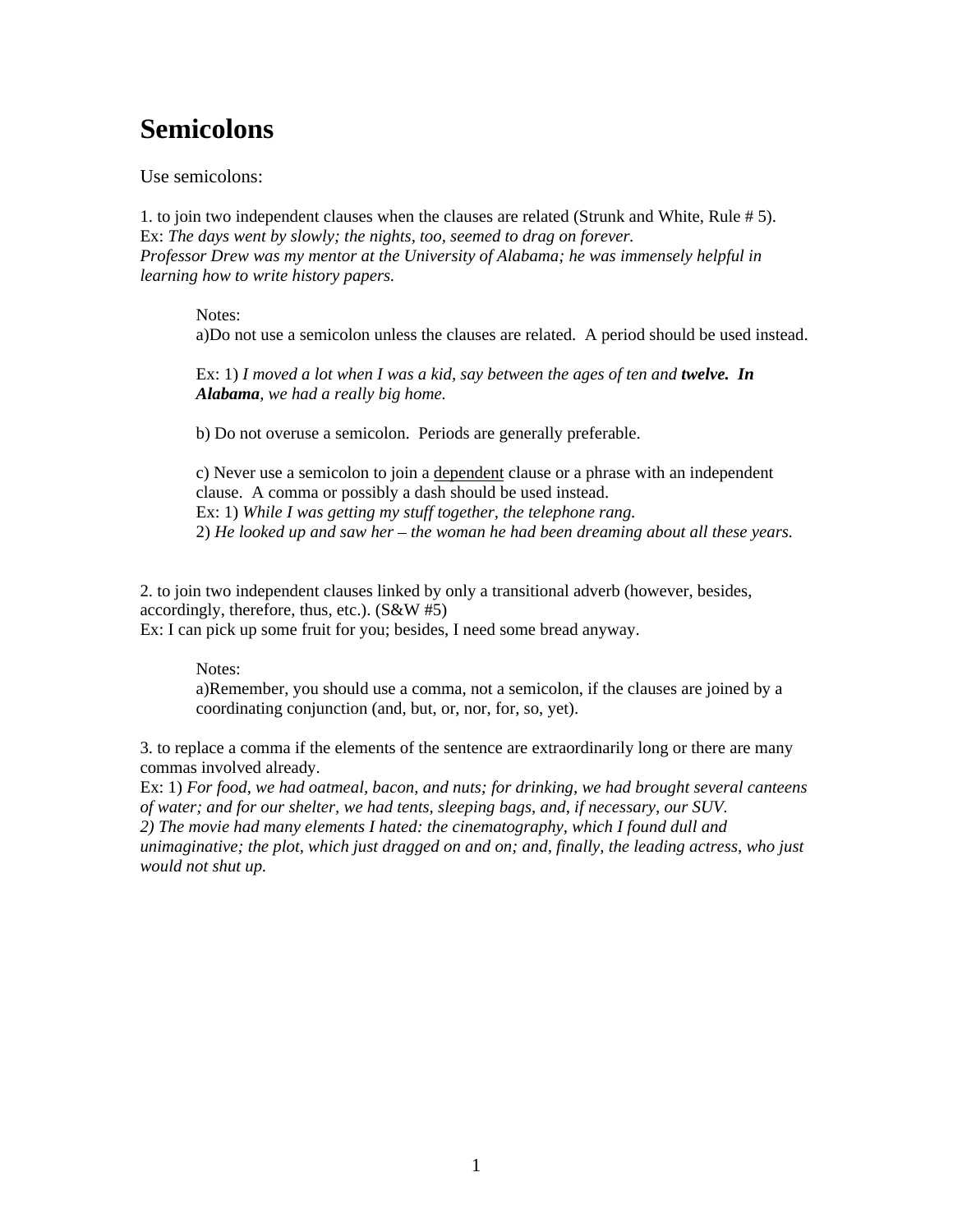# Semicolons

Use semicolons:

1. to join two independent clauses when the clauses are related (Strunk and White, Rule # 5).
Ex: *The days went by slowly; the nights, too, seemed to drag on forever.*
*Professor Drew was my mentor at the University of Alabama; he was immensely helpful in learning how to write history papers.*

> Notes:
> a)Do not use a semicolon unless the clauses are related. A period should be used instead.
>
> Ex: 1) *I moved a lot when I was a kid, say between the ages of ten and* ***twelve. In Alabama****, we had a really big home.*
>
> b) Do not overuse a semicolon. Periods are generally preferable.
>
> c) Never use a semicolon to join a <u>dependent</u> clause or a phrase with an independent clause. A comma or possibly a dash should be used instead.
> Ex: 1) *While I was getting my stuff together, the telephone rang.*
> 2) *He looked up and saw her – the woman he had been dreaming about all these years.*

2. to join two independent clauses linked by only a transitional adverb (however, besides, accordingly, therefore, thus, etc.). (S&W #5)
Ex: I can pick up some fruit for you; besides, I need some bread anyway.

> Notes:
> a)Remember, you should use a comma, not a semicolon, if the clauses are joined by a coordinating conjunction (and, but, or, nor, for, so, yet).

3. to replace a comma if the elements of the sentence are extraordinarily long or there are many commas involved already.
Ex: 1) *For food, we had oatmeal, bacon, and nuts; for drinking, we had brought several canteens of water; and for our shelter, we had tents, sleeping bags, and, if necessary, our SUV.*
*2) The movie had many elements I hated: the cinematography, which I found dull and unimaginative; the plot, which just dragged on and on; and, finally, the leading actress, who just would not shut up.*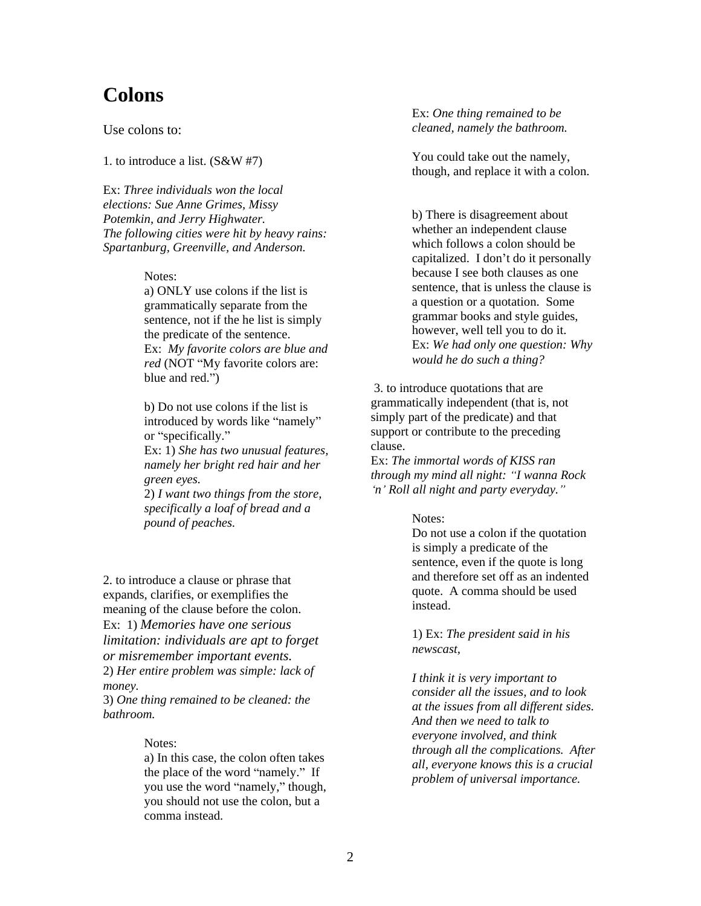# Colons

Use colons to:

1. to introduce a list. (S&W #7)

Ex: *Three individuals won the local elections: Sue Anne Grimes, Missy Potemkin, and Jerry Highwater.*
*The following cities were hit by heavy rains: Spartanburg, Greenville, and Anderson.*

> Notes:
> a) ONLY use colons if the list is grammatically separate from the sentence, not if the he list is simply the predicate of the sentence.
> Ex: *My favorite colors are blue and red* (NOT "My favorite colors are: blue and red.")
>
> b) Do not use colons if the list is introduced by words like "namely" or "specifically."
> Ex: 1) *She has two unusual features, namely her bright red hair and her green eyes.*
> 2) *I want two things from the store, specifically a loaf of bread and a pound of peaches.*

2. to introduce a clause or phrase that expands, clarifies, or exemplifies the meaning of the clause before the colon.
Ex: 1) *Memories have one serious limitation: individuals are apt to forget or misremember important events.*
2) *Her entire problem was simple: lack of money.*
3) *One thing remained to be cleaned: the bathroom.*

> Notes:
> a) In this case, the colon often takes the place of the word "namely." If you use the word "namely," though, you should not use the colon, but a comma instead.
>
> Ex: *One thing remained to be cleaned, namely the bathroom.*
>
> You could take out the namely, though, and replace it with a colon.
>
> b) There is disagreement about whether an independent clause which follows a colon should be capitalized. I don't do it personally because I see both clauses as one sentence, that is unless the clause is a question or a quotation. Some grammar books and style guides, however, well tell you to do it.
> Ex: *We had only one question: Why would he do such a thing?*

3. to introduce quotations that are grammatically independent (that is, not simply part of the predicate) and that support or contribute to the preceding clause.
Ex: *The immortal words of KISS ran through my mind all night: "I wanna Rock 'n' Roll all night and party everyday."*

> Notes:
> Do not use a colon if the quotation is simply a predicate of the sentence, even if the quote is long and therefore set off as an indented quote. A comma should be used instead.
>
> 1) Ex: *The president said in his newscast,*
>
> *I think it is very important to consider all the issues, and to look at the issues from all different sides. And then we need to talk to everyone involved, and think through all the complications. After all, everyone knows this is a crucial problem of universal importance.*